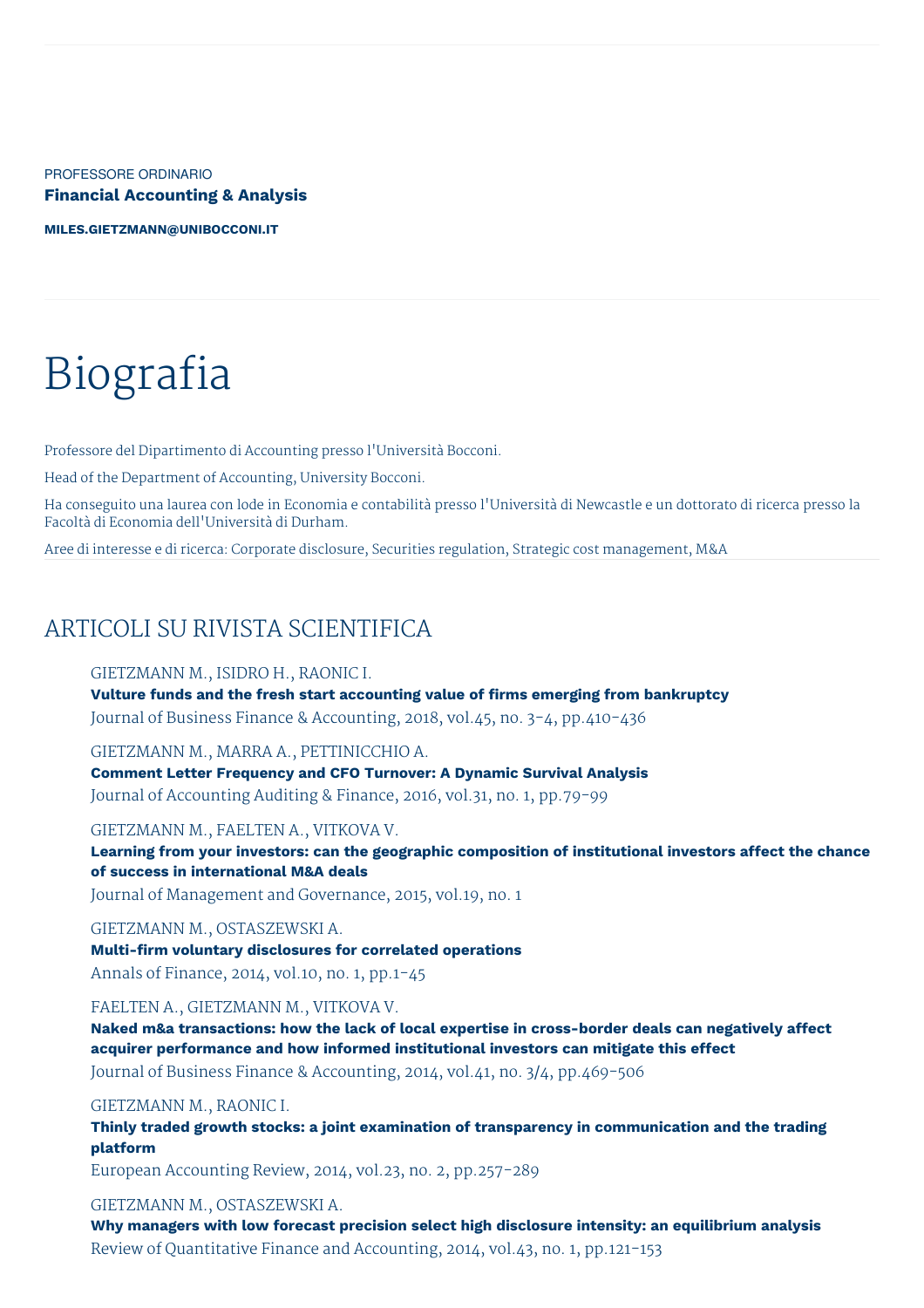PROFESSORE ORDINARIO

**Financial Accounting & Analysis**

**MILES.GIETZMANN@UNIBOCCONI.IT**

# Biografia

Professore del Dipartimento di Accounting presso l'Università Bocconi.

Head of the Department of Accounting, University Bocconi.

Ha conseguito una laurea con lode in Economia e contabilità presso l'Università di Newcastle e un dottorato di ricerca presso la Facoltà di Economia dell'Università di Durham.

Aree di interesse e di ricerca: Corporate disclosure, Securities regulation, Strategic cost management, M&A

## ARTICOLI SU RIVISTA SCIENTIFICA

GIETZMANN M., ISIDRO H., RAONIC I.
**Vulture funds and the fresh start accounting value of firms emerging from bankruptcy**
Journal of Business Finance & Accounting, 2018, vol.45, no. 3-4, pp.410-436

GIETZMANN M., MARRA A., PETTINICCHIO A.
**Comment Letter Frequency and CFO Turnover: A Dynamic Survival Analysis**
Journal of Accounting Auditing & Finance, 2016, vol.31, no. 1, pp.79-99

GIETZMANN M., FAELTEN A., VITKOVA V.
**Learning from your investors: can the geographic composition of institutional investors affect the chance of success in international M&A deals**
Journal of Management and Governance, 2015, vol.19, no. 1

GIETZMANN M., OSTASZEWSKI A.
**Multi-firm voluntary disclosures for correlated operations**
Annals of Finance, 2014, vol.10, no. 1, pp.1-45

FAELTEN A., GIETZMANN M., VITKOVA V.
**Naked m&a transactions: how the lack of local expertise in cross-border deals can negatively affect acquirer performance and how informed institutional investors can mitigate this effect**
Journal of Business Finance & Accounting, 2014, vol.41, no. 3/4, pp.469-506

GIETZMANN M., RAONIC I.
**Thinly traded growth stocks: a joint examination of transparency in communication and the trading platform**
European Accounting Review, 2014, vol.23, no. 2, pp.257-289

GIETZMANN M., OSTASZEWSKI A.
**Why managers with low forecast precision select high disclosure intensity: an equilibrium analysis**
Review of Quantitative Finance and Accounting, 2014, vol.43, no. 1, pp.121-153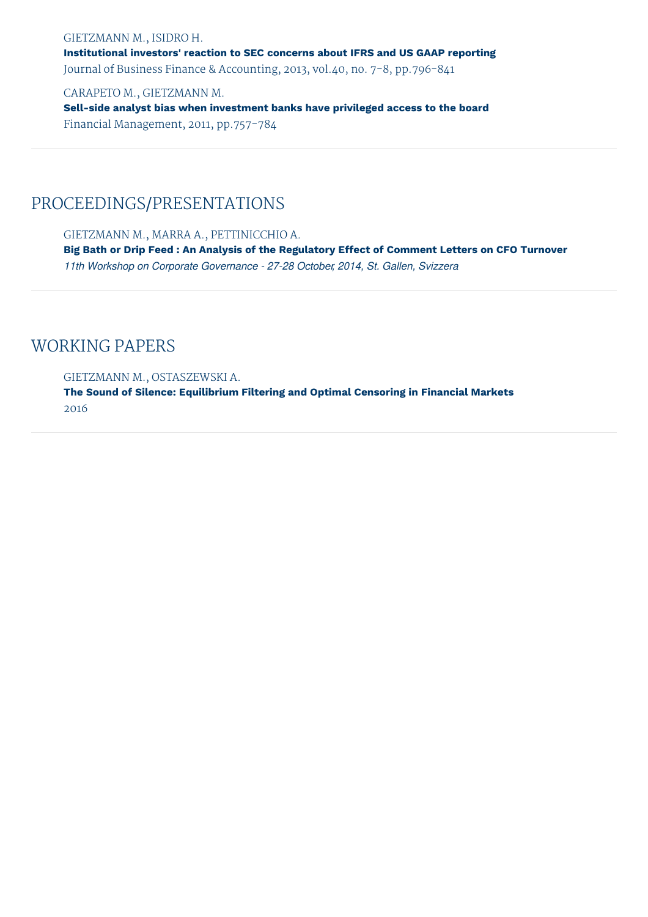GIETZMANN M., ISIDRO H.
**Institutional investors' reaction to SEC concerns about IFRS and US GAAP reporting**
Journal of Business Finance & Accounting, 2013, vol.40, no. 7-8, pp.796-841

CARAPETO M., GIETZMANN M.
**Sell-side analyst bias when investment banks have privileged access to the board**
Financial Management, 2011, pp.757-784

## PROCEEDINGS/PRESENTATIONS

GIETZMANN M., MARRA A., PETTINICCHIO A.
**Big Bath or Drip Feed : An Analysis of the Regulatory Effect of Comment Letters on CFO Turnover**
*11th Workshop on Corporate Governance - 27-28 October, 2014, St. Gallen, Svizzera*

## WORKING PAPERS

GIETZMANN M., OSTASZEWSKI A.
**The Sound of Silence: Equilibrium Filtering and Optimal Censoring in Financial Markets**
2016